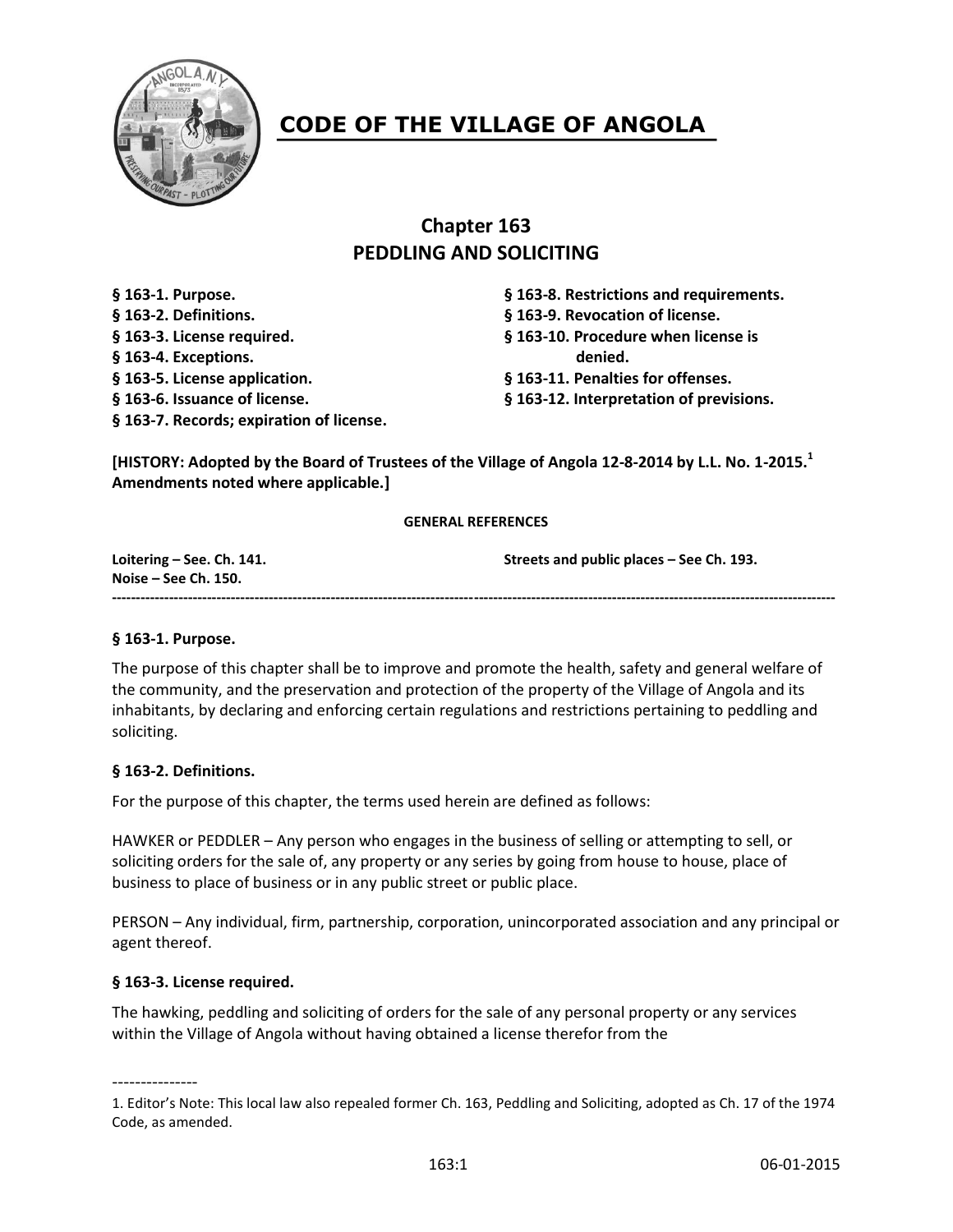# CODE OF THE VILLAGE OF ANGOLA

## Chapter 163
## PEDDLING AND SOLICITING

**§ 163-1. Purpose.**
**§ 163-2. Definitions.**
**§ 163-3. License required.**
**§ 163-4. Exceptions.**
**§ 163-5. License application.**
**§ 163-6. Issuance of license.**
**§ 163-7. Records; expiration of license.**
**§ 163-8. Restrictions and requirements.**
**§ 163-9. Revocation of license.**
**§ 163-10. Procedure when license is denied.**
**§ 163-11. Penalties for offenses.**
**§ 163-12. Interpretation of previsions.**

**[HISTORY: Adopted by the Board of Trustees of the Village of Angola 12-8-2014 by L.L. No. 1-2015.[1] Amendments noted where applicable.]**

**GENERAL REFERENCES**

**Loitering – See. Ch. 141.**
**Noise – See Ch. 150.**
**Streets and public places – See Ch. 193.**

---

### § 163-1. Purpose.

The purpose of this chapter shall be to improve and promote the health, safety and general welfare of the community, and the preservation and protection of the property of the Village of Angola and its inhabitants, by declaring and enforcing certain regulations and restrictions pertaining to peddling and soliciting.

### § 163-2. Definitions.

For the purpose of this chapter, the terms used herein are defined as follows:

HAWKER or PEDDLER – Any person who engages in the business of selling or attempting to sell, or soliciting orders for the sale of, any property or any series by going from house to house, place of business to place of business or in any public street or public place.

PERSON – Any individual, firm, partnership, corporation, unincorporated association and any principal or agent thereof.

### § 163-3. License required.

The hawking, peddling and soliciting of orders for the sale of any personal property or any services within the Village of Angola without having obtained a license therefor from the

---------------

1. Editor's Note: This local law also repealed former Ch. 163, Peddling and Soliciting, adopted as Ch. 17 of the 1974 Code, as amended.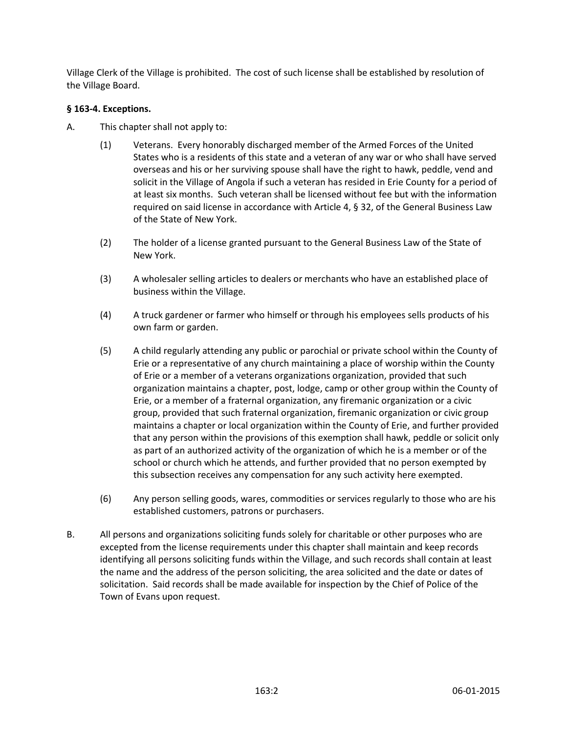Village Clerk of the Village is prohibited. The cost of such license shall be established by resolution of the Village Board.

**§ 163-4. Exceptions.**

A. This chapter shall not apply to:

(1) Veterans. Every honorably discharged member of the Armed Forces of the United States who is a residents of this state and a veteran of any war or who shall have served overseas and his or her surviving spouse shall have the right to hawk, peddle, vend and solicit in the Village of Angola if such a veteran has resided in Erie County for a period of at least six months. Such veteran shall be licensed without fee but with the information required on said license in accordance with Article 4, § 32, of the General Business Law of the State of New York.

(2) The holder of a license granted pursuant to the General Business Law of the State of New York.

(3) A wholesaler selling articles to dealers or merchants who have an established place of business within the Village.

(4) A truck gardener or farmer who himself or through his employees sells products of his own farm or garden.

(5) A child regularly attending any public or parochial or private school within the County of Erie or a representative of any church maintaining a place of worship within the County of Erie or a member of a veterans organizations organization, provided that such organization maintains a chapter, post, lodge, camp or other group within the County of Erie, or a member of a fraternal organization, any firemanic organization or a civic group, provided that such fraternal organization, firemanic organization or civic group maintains a chapter or local organization within the County of Erie, and further provided that any person within the provisions of this exemption shall hawk, peddle or solicit only as part of an authorized activity of the organization of which he is a member or of the school or church which he attends, and further provided that no person exempted by this subsection receives any compensation for any such activity here exempted.

(6) Any person selling goods, wares, commodities or services regularly to those who are his established customers, patrons or purchasers.

B. All persons and organizations soliciting funds solely for charitable or other purposes who are excepted from the license requirements under this chapter shall maintain and keep records identifying all persons soliciting funds within the Village, and such records shall contain at least the name and the address of the person soliciting, the area solicited and the date or dates of solicitation. Said records shall be made available for inspection by the Chief of Police of the Town of Evans upon request.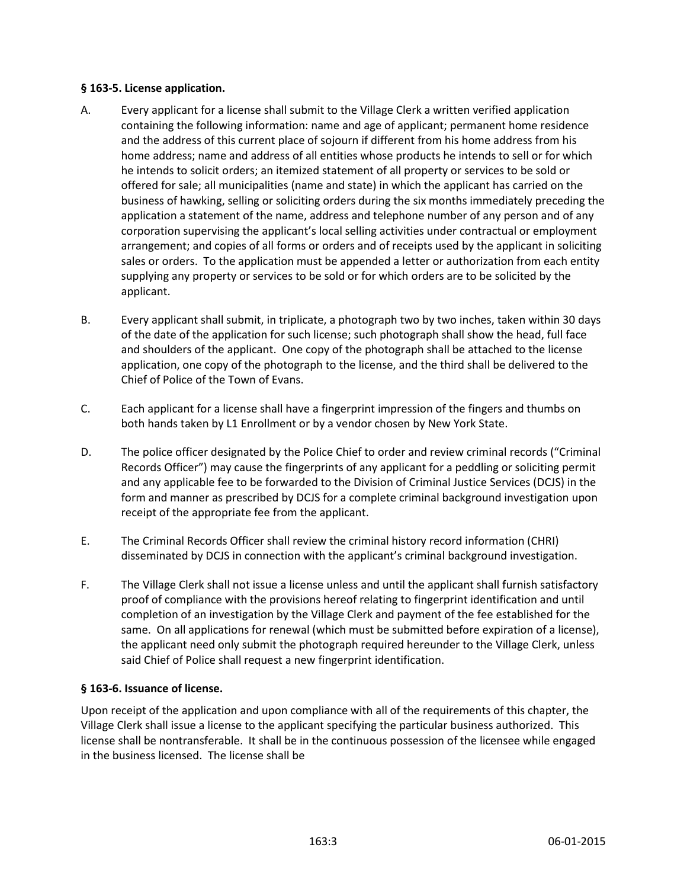### § 163-5. License application.

A. Every applicant for a license shall submit to the Village Clerk a written verified application containing the following information: name and age of applicant; permanent home residence and the address of this current place of sojourn if different from his home address from his home address; name and address of all entities whose products he intends to sell or for which he intends to solicit orders; an itemized statement of all property or services to be sold or offered for sale; all municipalities (name and state) in which the applicant has carried on the business of hawking, selling or soliciting orders during the six months immediately preceding the application a statement of the name, address and telephone number of any person and of any corporation supervising the applicant's local selling activities under contractual or employment arrangement; and copies of all forms or orders and of receipts used by the applicant in soliciting sales or orders. To the application must be appended a letter or authorization from each entity supplying any property or services to be sold or for which orders are to be solicited by the applicant.

B. Every applicant shall submit, in triplicate, a photograph two by two inches, taken within 30 days of the date of the application for such license; such photograph shall show the head, full face and shoulders of the applicant. One copy of the photograph shall be attached to the license application, one copy of the photograph to the license, and the third shall be delivered to the Chief of Police of the Town of Evans.

C. Each applicant for a license shall have a fingerprint impression of the fingers and thumbs on both hands taken by L1 Enrollment or by a vendor chosen by New York State.

D. The police officer designated by the Police Chief to order and review criminal records ("Criminal Records Officer") may cause the fingerprints of any applicant for a peddling or soliciting permit and any applicable fee to be forwarded to the Division of Criminal Justice Services (DCJS) in the form and manner as prescribed by DCJS for a complete criminal background investigation upon receipt of the appropriate fee from the applicant.

E. The Criminal Records Officer shall review the criminal history record information (CHRI) disseminated by DCJS in connection with the applicant's criminal background investigation.

F. The Village Clerk shall not issue a license unless and until the applicant shall furnish satisfactory proof of compliance with the provisions hereof relating to fingerprint identification and until completion of an investigation by the Village Clerk and payment of the fee established for the same. On all applications for renewal (which must be submitted before expiration of a license), the applicant need only submit the photograph required hereunder to the Village Clerk, unless said Chief of Police shall request a new fingerprint identification.

### § 163-6. Issuance of license.

Upon receipt of the application and upon compliance with all of the requirements of this chapter, the Village Clerk shall issue a license to the applicant specifying the particular business authorized. This license shall be nontransferable. It shall be in the continuous possession of the licensee while engaged in the business licensed. The license shall be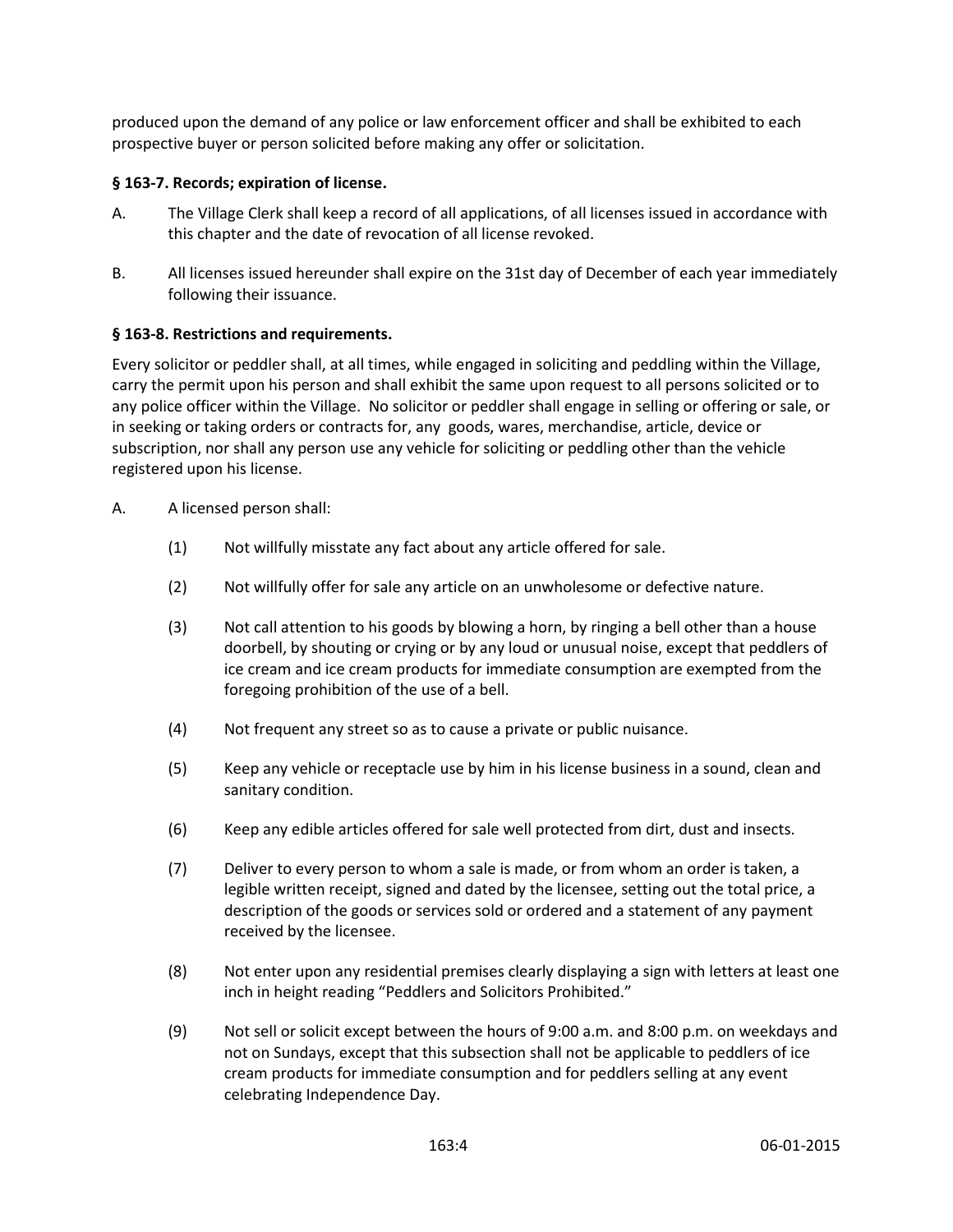produced upon the demand of any police or law enforcement officer and shall be exhibited to each prospective buyer or person solicited before making any offer or solicitation.

### § 163-7. Records; expiration of license.

A. The Village Clerk shall keep a record of all applications, of all licenses issued in accordance with this chapter and the date of revocation of all license revoked.

B. All licenses issued hereunder shall expire on the 31st day of December of each year immediately following their issuance.

### § 163-8. Restrictions and requirements.

Every solicitor or peddler shall, at all times, while engaged in soliciting and peddling within the Village, carry the permit upon his person and shall exhibit the same upon request to all persons solicited or to any police officer within the Village. No solicitor or peddler shall engage in selling or offering or sale, or in seeking or taking orders or contracts for, any goods, wares, merchandise, article, device or subscription, nor shall any person use any vehicle for soliciting or peddling other than the vehicle registered upon his license.

A. A licensed person shall:

(1) Not willfully misstate any fact about any article offered for sale.

(2) Not willfully offer for sale any article on an unwholesome or defective nature.

(3) Not call attention to his goods by blowing a horn, by ringing a bell other than a house doorbell, by shouting or crying or by any loud or unusual noise, except that peddlers of ice cream and ice cream products for immediate consumption are exempted from the foregoing prohibition of the use of a bell.

(4) Not frequent any street so as to cause a private or public nuisance.

(5) Keep any vehicle or receptacle use by him in his license business in a sound, clean and sanitary condition.

(6) Keep any edible articles offered for sale well protected from dirt, dust and insects.

(7) Deliver to every person to whom a sale is made, or from whom an order is taken, a legible written receipt, signed and dated by the licensee, setting out the total price, a description of the goods or services sold or ordered and a statement of any payment received by the licensee.

(8) Not enter upon any residential premises clearly displaying a sign with letters at least one inch in height reading "Peddlers and Solicitors Prohibited."

(9) Not sell or solicit except between the hours of 9:00 a.m. and 8:00 p.m. on weekdays and not on Sundays, except that this subsection shall not be applicable to peddlers of ice cream products for immediate consumption and for peddlers selling at any event celebrating Independence Day.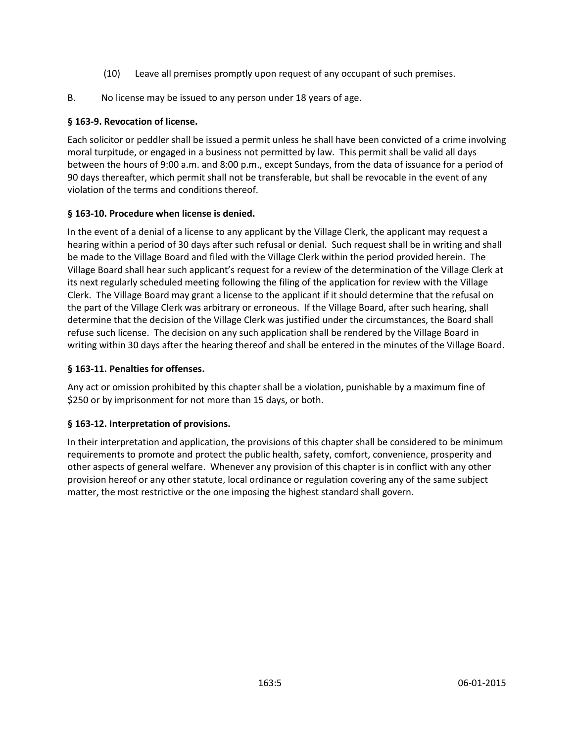(10) Leave all premises promptly upon request of any occupant of such premises.

B. No license may be issued to any person under 18 years of age.

**§ 163-9. Revocation of license.**

Each solicitor or peddler shall be issued a permit unless he shall have been convicted of a crime involving moral turpitude, or engaged in a business not permitted by law. This permit shall be valid all days between the hours of 9:00 a.m. and 8:00 p.m., except Sundays, from the data of issuance for a period of 90 days thereafter, which permit shall not be transferable, but shall be revocable in the event of any violation of the terms and conditions thereof.

**§ 163-10. Procedure when license is denied.**

In the event of a denial of a license to any applicant by the Village Clerk, the applicant may request a hearing within a period of 30 days after such refusal or denial. Such request shall be in writing and shall be made to the Village Board and filed with the Village Clerk within the period provided herein. The Village Board shall hear such applicant's request for a review of the determination of the Village Clerk at its next regularly scheduled meeting following the filing of the application for review with the Village Clerk. The Village Board may grant a license to the applicant if it should determine that the refusal on the part of the Village Clerk was arbitrary or erroneous. If the Village Board, after such hearing, shall determine that the decision of the Village Clerk was justified under the circumstances, the Board shall refuse such license. The decision on any such application shall be rendered by the Village Board in writing within 30 days after the hearing thereof and shall be entered in the minutes of the Village Board.

**§ 163-11. Penalties for offenses.**

Any act or omission prohibited by this chapter shall be a violation, punishable by a maximum fine of $250 or by imprisonment for not more than 15 days, or both.

**§ 163-12. Interpretation of provisions.**

In their interpretation and application, the provisions of this chapter shall be considered to be minimum requirements to promote and protect the public health, safety, comfort, convenience, prosperity and other aspects of general welfare. Whenever any provision of this chapter is in conflict with any other provision hereof or any other statute, local ordinance or regulation covering any of the same subject matter, the most restrictive or the one imposing the highest standard shall govern.